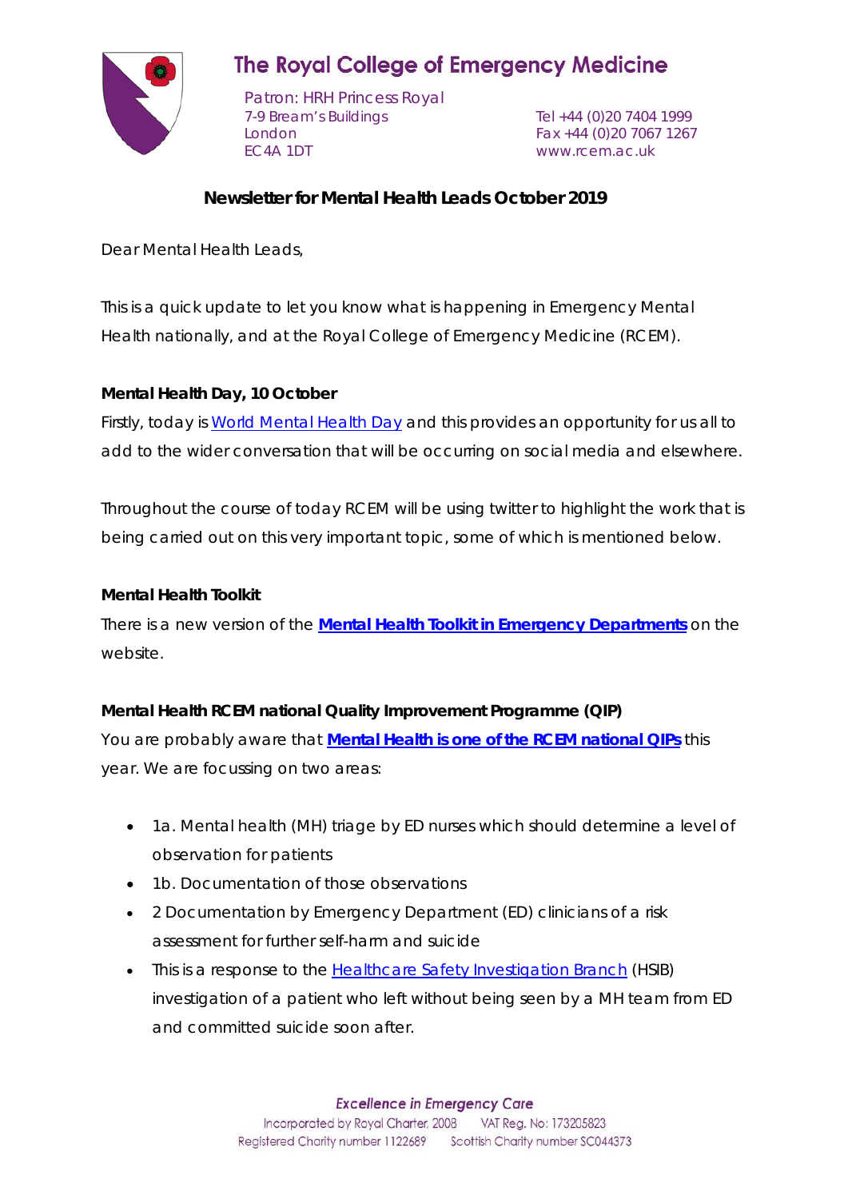# The Royal College of Emergency Medicine

Patron: HRH Princess Royal
7-9 Bream's Buildings
London
EC4A 1DT

Tel +44 (0)20 7404 1999
Fax +44 (0)20 7067 1267
www.rcem.ac.uk

## Newsletter for Mental Health Leads October 2019

Dear Mental Health Leads,

This is a quick update to let you know what is happening in Emergency Mental Health nationally, and at the Royal College of Emergency Medicine (RCEM).

### Mental Health Day, 10 October

Firstly, today is World Mental Health Day and this provides an opportunity for us all to add to the wider conversation that will be occurring on social media and elsewhere.

Throughout the course of today RCEM will be using twitter to highlight the work that is being carried out on this very important topic, some of which is mentioned below.

### Mental Health Toolkit

There is a new version of the **Mental Health Toolkit in Emergency Departments** on the website.

### Mental Health RCEM national Quality Improvement Programme (QIP)

You are probably aware that **Mental Health is one of the RCEM national QIPs** this year. We are focussing on two areas:

- 1a. Mental health (MH) triage by ED nurses which should determine a level of observation for patients
- 1b. Documentation of those observations
- 2 Documentation by Emergency Department (ED) clinicians of a risk assessment for further self-harm and suicide
- This is a response to the Healthcare Safety Investigation Branch (HSIB) investigation of a patient who left without being seen by a MH team from ED and committed suicide soon after.

*Excellence in Emergency Care*
Incorporated by Royal Charter, 2008 VAT Reg. No: 173205823
Registered Charity number 1122689 Scottish Charity number SC044373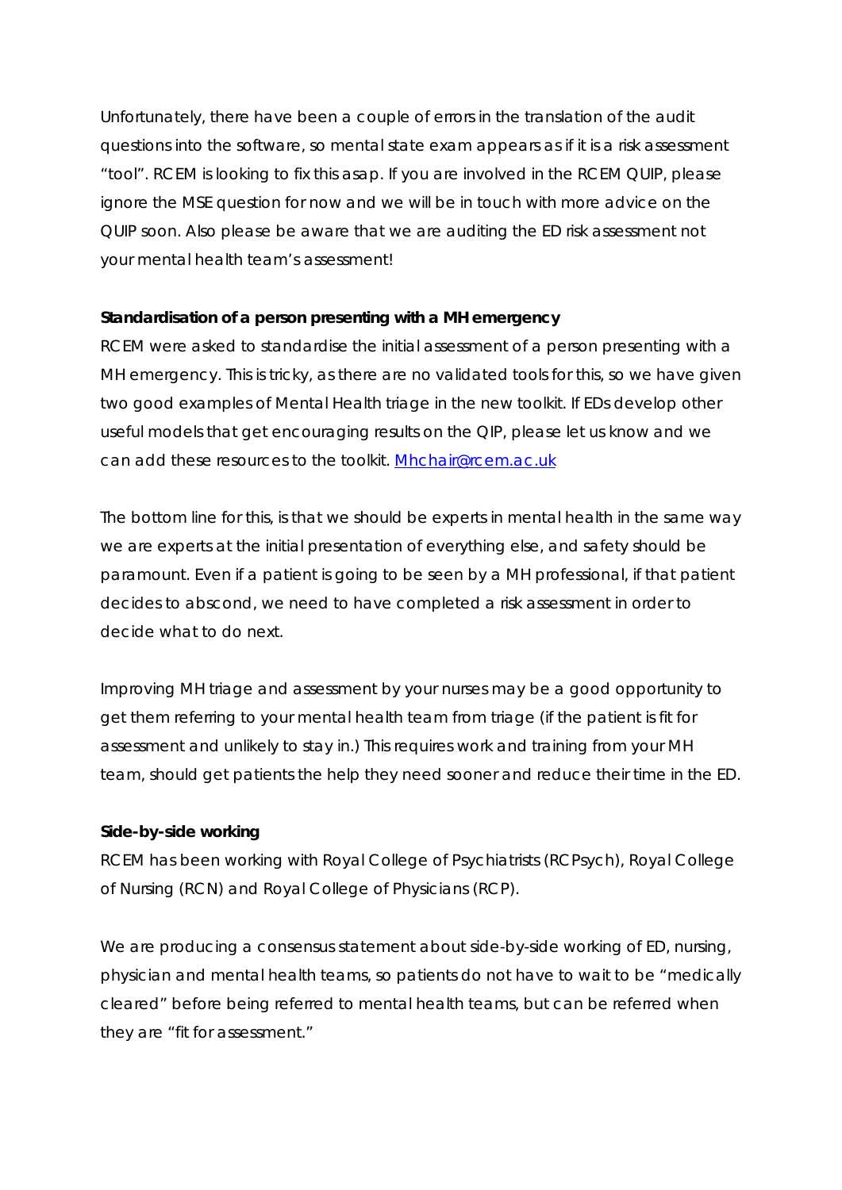Unfortunately, there have been a couple of errors in the translation of the audit questions into the software, so mental state exam appears as if it is a risk assessment "tool". RCEM is looking to fix this asap. If you are involved in the RCEM QUIP, please ignore the MSE question for now and we will be in touch with more advice on the QUIP soon. Also please be aware that we are auditing the ED risk assessment not your mental health team's assessment!

**Standardisation of a person presenting with a MH emergency**

RCEM were asked to standardise the initial assessment of a person presenting with a MH emergency. This is tricky, as there are no validated tools for this, so we have given two good examples of Mental Health triage in the new toolkit. If EDs develop other useful models that get encouraging results on the QIP, please let us know and we can add these resources to the toolkit. [Mhchair@rcem.ac.uk](mailto:Mhchair@rcem.ac.uk)

The bottom line for this, is that we should be experts in mental health in the same way we are experts at the initial presentation of everything else, and safety should be paramount. Even if a patient is going to be seen by a MH professional, if that patient decides to abscond, we need to have completed a risk assessment in order to decide what to do next.

Improving MH triage and assessment by your nurses may be a good opportunity to get them referring to your mental health team from triage (if the patient is fit for assessment and unlikely to stay in.) This requires work and training from your MH team, should get patients the help they need sooner and reduce their time in the ED.

**Side-by-side working**

RCEM has been working with Royal College of Psychiatrists (RCPsych), Royal College of Nursing (RCN) and Royal College of Physicians (RCP).

We are producing a consensus statement about side-by-side working of ED, nursing, physician and mental health teams, so patients do not have to wait to be "medically cleared" before being referred to mental health teams, but can be referred when they are "fit for assessment."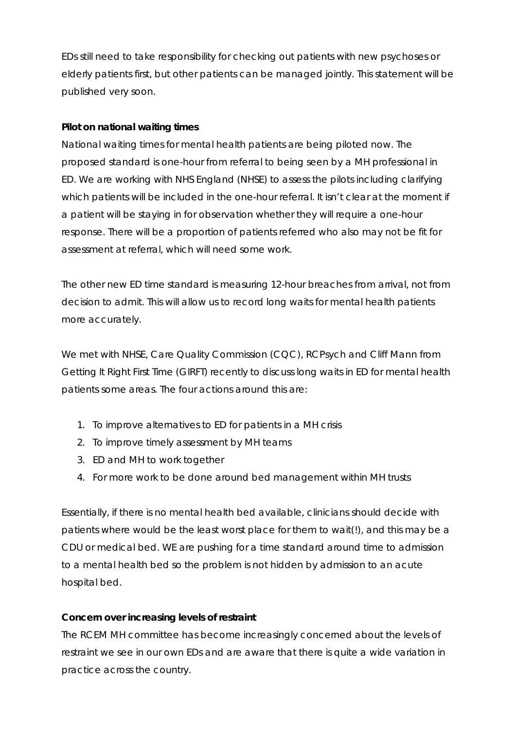EDs still need to take responsibility for checking out patients with new psychoses or elderly patients first, but other patients can be managed jointly. This statement will be published very soon.

**Pilot on national waiting times**

National waiting times for mental health patients are being piloted now. The proposed standard is one-hour from referral to being seen by a MH professional in ED. We are working with NHS England (NHSE) to assess the pilots including clarifying which patients will be included in the one-hour referral. It isn't clear at the moment if a patient will be staying in for observation whether they will require a one-hour response. There will be a proportion of patients referred who also may not be fit for assessment at referral, which will need some work.

The other new ED time standard is measuring 12-hour breaches from arrival, not from decision to admit. This will allow us to record long waits for mental health patients more accurately.

We met with NHSE, Care Quality Commission (CQC), RCPsych and Cliff Mann from Getting It Right First Time (GIRFT) recently to discuss long waits in ED for mental health patients some areas. The four actions around this are:

1. To improve alternatives to ED for patients in a MH crisis
2. To improve timely assessment by MH teams
3. ED and MH to work together
4. For more work to be done around bed management within MH trusts

Essentially, if there is no mental health bed available, clinicians should decide with patients where would be the least worst place for them to wait(!), and this may be a CDU or medical bed. WE are pushing for a time standard around time to admission to a mental health bed so the problem is not hidden by admission to an acute hospital bed.

**Concern over increasing levels of restraint**

The RCEM MH committee has become increasingly concerned about the levels of restraint we see in our own EDs and are aware that there is quite a wide variation in practice across the country.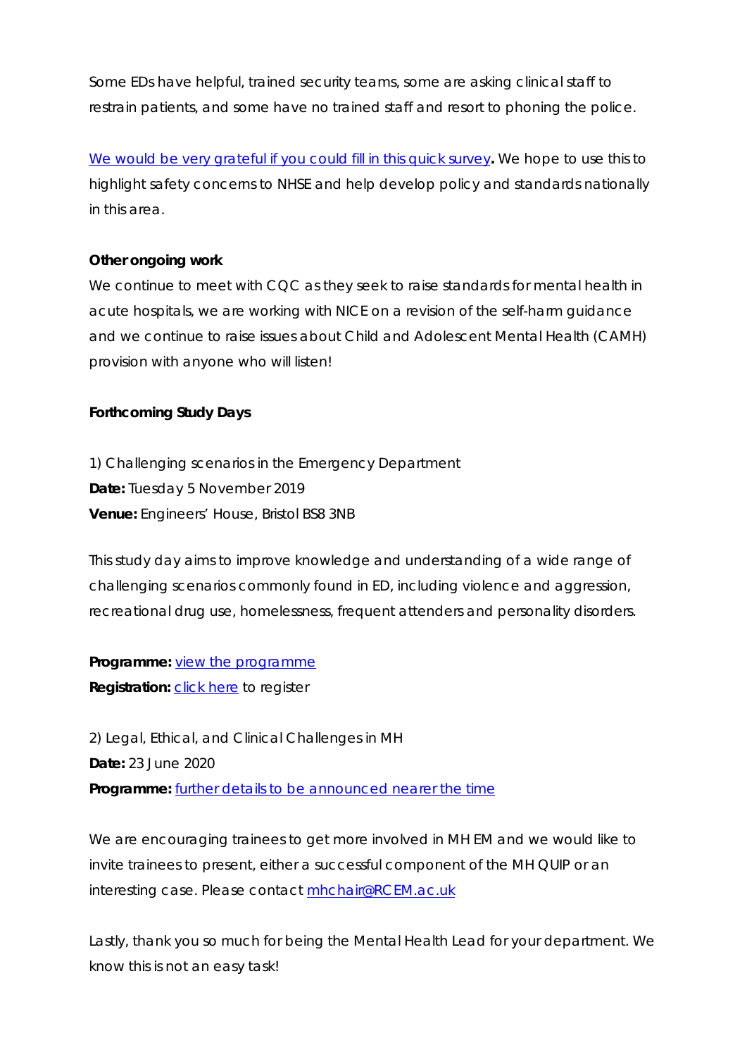Some EDs have helpful, trained security teams, some are asking clinical staff to restrain patients, and some have no trained staff and resort to phoning the police.

We would be very grateful if you could fill in this quick survey**.** We hope to use this to highlight safety concerns to NHSE and help develop policy and standards nationally in this area.

**Other ongoing work**

We continue to meet with CQC as they seek to raise standards for mental health in acute hospitals, we are working with NICE on a revision of the self-harm guidance and we continue to raise issues about Child and Adolescent Mental Health (CAMH) provision with anyone who will listen!

**Forthcoming Study Days**

1) Challenging scenarios in the Emergency Department
**Date:** Tuesday 5 November 2019
**Venue:** Engineers' House, Bristol BS8 3NB

This study day aims to improve knowledge and understanding of a wide range of challenging scenarios commonly found in ED, including violence and aggression, recreational drug use, homelessness, frequent attenders and personality disorders.

**Programme:** view the programme
**Registration:** click here to register

2) Legal, Ethical, and Clinical Challenges in MH
**Date:** 23 June 2020
**Programme:** further details to be announced nearer the time

We are encouraging trainees to get more involved in MH EM and we would like to invite trainees to present, either a successful component of the MH QUIP or an interesting case. Please contact mhchair@RCEM.ac.uk

Lastly, thank you so much for being the Mental Health Lead for your department. We know this is not an easy task!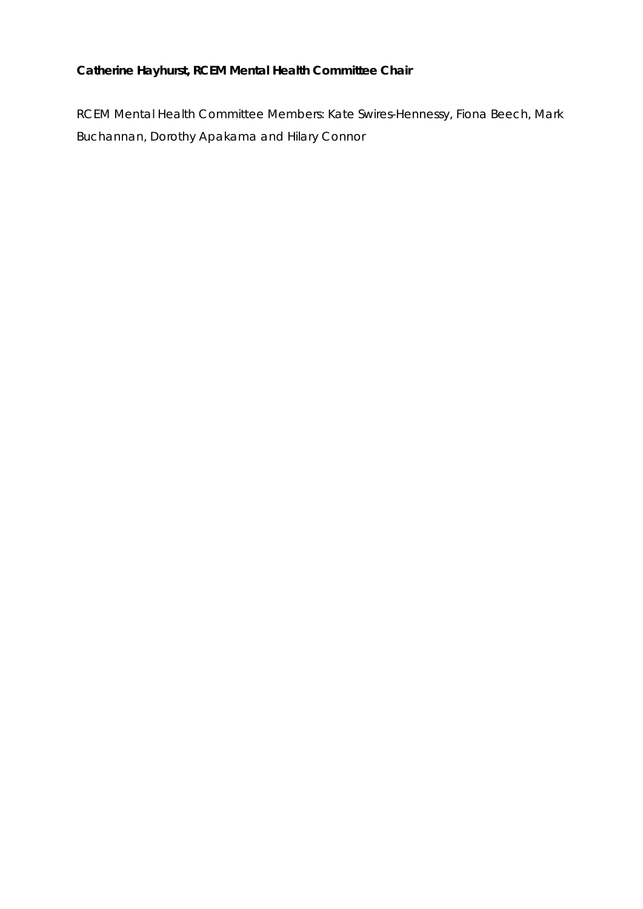**Catherine Hayhurst, RCEM Mental Health Committee Chair**

RCEM Mental Health Committee Members: Kate Swires-Hennessy, Fiona Beech, Mark Buchannan, Dorothy Apakama and Hilary Connor